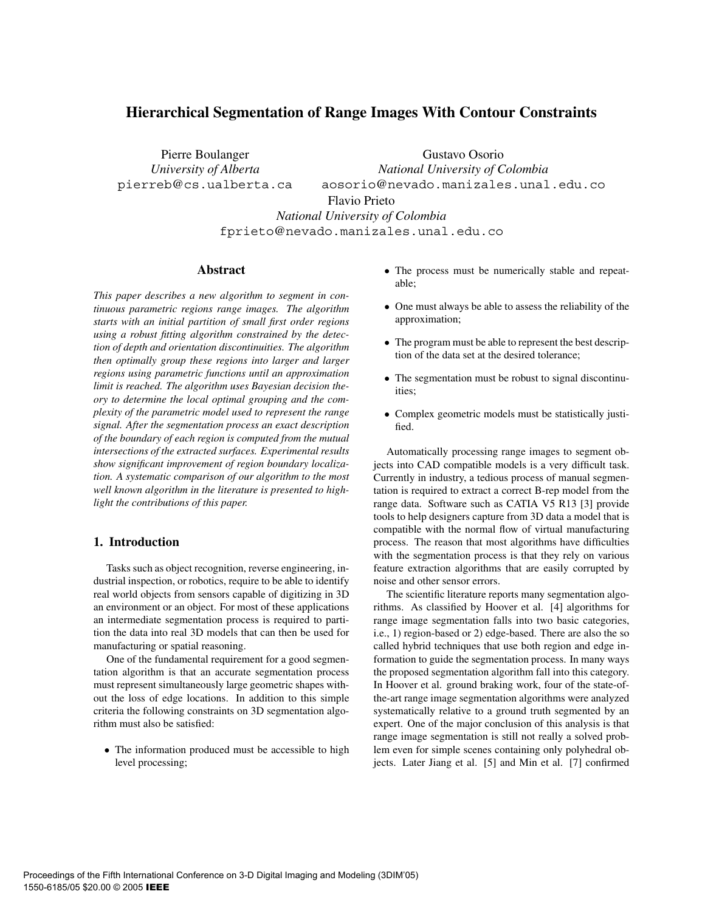# Hierarchical Segmentation of Range Images With Contour Constraints

Pierre Boulanger
*University of Alberta*
pierreb@cs.ualberta.ca

Gustavo Osorio
*National University of Colombia*
aosorio@nevado.manizales.unal.edu.co

Flavio Prieto
*National University of Colombia*
fprieto@nevado.manizales.unal.edu.co

## Abstract

*This paper describes a new algorithm to segment in continuous parametric regions range images. The algorithm starts with an initial partition of small first order regions using a robust fitting algorithm constrained by the detection of depth and orientation discontinuities. The algorithm then optimally group these regions into larger and larger regions using parametric functions until an approximation limit is reached. The algorithm uses Bayesian decision theory to determine the local optimal grouping and the complexity of the parametric model used to represent the range signal. After the segmentation process an exact description of the boundary of each region is computed from the mutual intersections of the extracted surfaces. Experimental results show significant improvement of region boundary localization. A systematic comparison of our algorithm to the most well known algorithm in the literature is presented to highlight the contributions of this paper.*

## 1. Introduction

Tasks such as object recognition, reverse engineering, industrial inspection, or robotics, require to be able to identify real world objects from sensors capable of digitizing in 3D an environment or an object. For most of these applications an intermediate segmentation process is required to partition the data into real 3D models that can then be used for manufacturing or spatial reasoning.

One of the fundamental requirement for a good segmentation algorithm is that an accurate segmentation process must represent simultaneously large geometric shapes without the loss of edge locations. In addition to this simple criteria the following constraints on 3D segmentation algorithm must also be satisfied:

- The information produced must be accessible to high level processing;
- The process must be numerically stable and repeatable;
- One must always be able to assess the reliability of the approximation;
- The program must be able to represent the best description of the data set at the desired tolerance;
- The segmentation must be robust to signal discontinuities;
- Complex geometric models must be statistically justified.

Automatically processing range images to segment objects into CAD compatible models is a very difficult task. Currently in industry, a tedious process of manual segmentation is required to extract a correct B-rep model from the range data. Software such as CATIA V5 R13 [3] provide tools to help designers capture from 3D data a model that is compatible with the normal flow of virtual manufacturing process. The reason that most algorithms have difficulties with the segmentation process is that they rely on various feature extraction algorithms that are easily corrupted by noise and other sensor errors.

The scientific literature reports many segmentation algorithms. As classified by Hoover et al. [4] algorithms for range image segmentation falls into two basic categories, i.e., 1) region-based or 2) edge-based. There are also the so called hybrid techniques that use both region and edge information to guide the segmentation process. In many ways the proposed segmentation algorithm fall into this category. In Hoover et al. ground braking work, four of the state-of-the-art range image segmentation algorithms were analyzed systematically relative to a ground truth segmented by an expert. One of the major conclusion of this analysis is that range image segmentation is still not really a solved problem even for simple scenes containing only polyhedral objects. Later Jiang et al. [5] and Min et al. [7] confirmed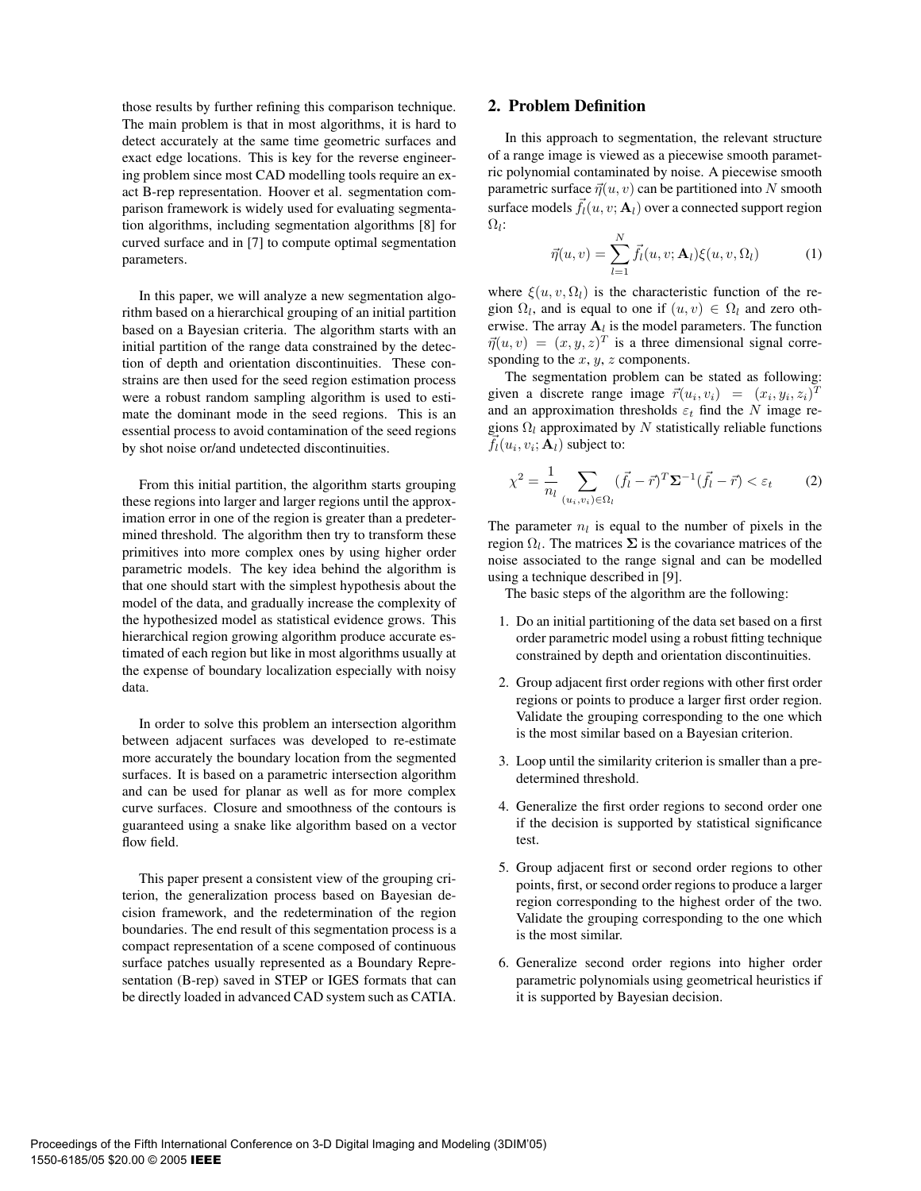those results by further refining this comparison technique. The main problem is that in most algorithms, it is hard to detect accurately at the same time geometric surfaces and exact edge locations. This is key for the reverse engineering problem since most CAD modelling tools require an exact B-rep representation. Hoover et al. segmentation comparison framework is widely used for evaluating segmentation algorithms, including segmentation algorithms [8] for curved surface and in [7] to compute optimal segmentation parameters.

In this paper, we will analyze a new segmentation algorithm based on a hierarchical grouping of an initial partition based on a Bayesian criteria. The algorithm starts with an initial partition of the range data constrained by the detection of depth and orientation discontinuities. These constrains are then used for the seed region estimation process were a robust random sampling algorithm is used to estimate the dominant mode in the seed regions. This is an essential process to avoid contamination of the seed regions by shot noise or/and undetected discontinuities.

From this initial partition, the algorithm starts grouping these regions into larger and larger regions until the approximation error in one of the region is greater than a predetermined threshold. The algorithm then try to transform these primitives into more complex ones by using higher order parametric models. The key idea behind the algorithm is that one should start with the simplest hypothesis about the model of the data, and gradually increase the complexity of the hypothesized model as statistical evidence grows. This hierarchical region growing algorithm produce accurate estimated of each region but like in most algorithms usually at the expense of boundary localization especially with noisy data.

In order to solve this problem an intersection algorithm between adjacent surfaces was developed to re-estimate more accurately the boundary location from the segmented surfaces. It is based on a parametric intersection algorithm and can be used for planar as well as for more complex curve surfaces. Closure and smoothness of the contours is guaranteed using a snake like algorithm based on a vector flow field.

This paper present a consistent view of the grouping criterion, the generalization process based on Bayesian decision framework, and the redetermination of the region boundaries. The end result of this segmentation process is a compact representation of a scene composed of continuous surface patches usually represented as a Boundary Representation (B-rep) saved in STEP or IGES formats that can be directly loaded in advanced CAD system such as CATIA.

## 2. Problem Definition

In this approach to segmentation, the relevant structure of a range image is viewed as a piecewise smooth parametric polynomial contaminated by noise. A piecewise smooth parametric surface $\vec{\eta}(u, v)$ can be partitioned into $N$ smooth surface models $\vec{f}_l(u, v; \mathbf{A}_l)$ over a connected support region $\Omega_l$:

$$\vec{\eta}(u, v) = \sum_{l=1}^{N} \vec{f}_l(u, v; \mathbf{A}_l)\xi(u, v, \Omega_l) \tag{1}$$

where $\xi(u, v, \Omega_l)$ is the characteristic function of the region $\Omega_l$, and is equal to one if $(u, v) \in \Omega_l$ and zero otherwise. The array $\mathbf{A}_l$ is the model parameters. The function $\vec{\eta}(u, v) = (x, y, z)^T$ is a three dimensional signal corresponding to the $x$, $y$, $z$ components.

The segmentation problem can be stated as following: given a discrete range image $\vec{r}(u_i, v_i) = (x_i, y_i, z_i)^T$ and an approximation thresholds $\varepsilon_t$ find the $N$ image regions $\Omega_l$ approximated by $N$ statistically reliable functions $\vec{f}_l(u_i, v_i; \mathbf{A}_l)$ subject to:

$$\chi^2 = \frac{1}{n_l} \sum_{(u_i, v_i) \in \Omega_l} (\vec{f}_l - \vec{r})^T \mathbf{\Sigma}^{-1} (\vec{f}_l - \vec{r}) < \varepsilon_t \tag{2}$$

The parameter $n_l$ is equal to the number of pixels in the region $\Omega_l$. The matrices $\mathbf{\Sigma}$ is the covariance matrices of the noise associated to the range signal and can be modelled using a technique described in [9].

The basic steps of the algorithm are the following:

1. Do an initial partitioning of the data set based on a first order parametric model using a robust fitting technique constrained by depth and orientation discontinuities.
2. Group adjacent first order regions with other first order regions or points to produce a larger first order region. Validate the grouping corresponding to the one which is the most similar based on a Bayesian criterion.
3. Loop until the similarity criterion is smaller than a predetermined threshold.
4. Generalize the first order regions to second order one if the decision is supported by statistical significance test.
5. Group adjacent first or second order regions to other points, first, or second order regions to produce a larger region corresponding to the highest order of the two. Validate the grouping corresponding to the one which is the most similar.
6. Generalize second order regions into higher order parametric polynomials using geometrical heuristics if it is supported by Bayesian decision.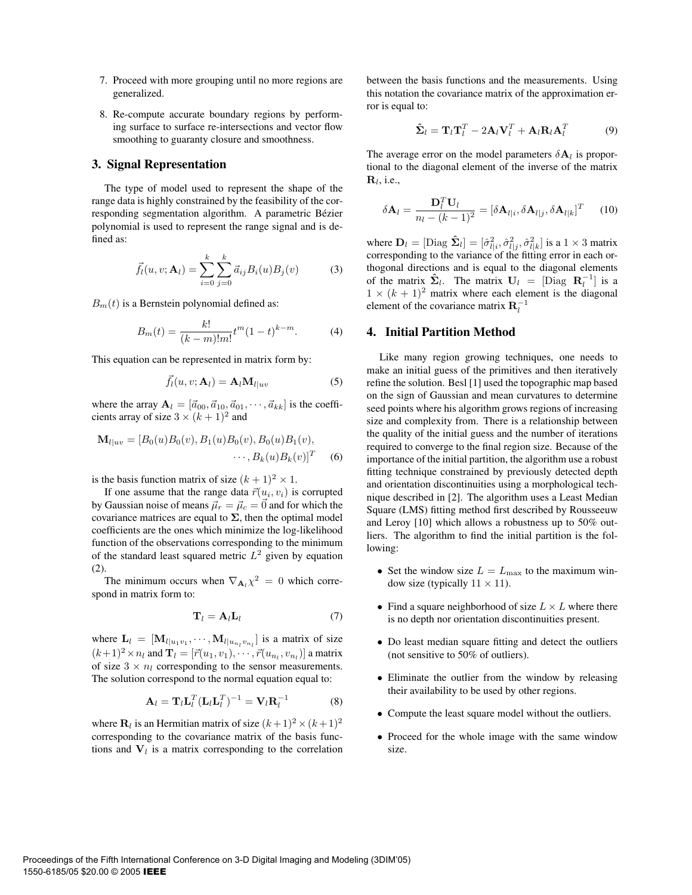7. Proceed with more grouping until no more regions are generalized.
8. Re-compute accurate boundary regions by performing surface to surface re-intersections and vector flow smoothing to guaranty closure and smoothness.

## 3. Signal Representation

The type of model used to represent the shape of the range data is highly constrained by the feasibility of the corresponding segmentation algorithm. A parametric Bézier polynomial is used to represent the range signal and is defined as:

$$\vec{f}_l(u, v; \mathbf{A}_l) = \sum_{i=0}^{k} \sum_{j=0}^{k} \vec{a}_{ij} B_i(u) B_j(v) \tag{3}$$

$B_m(t)$ is a Bernstein polynomial defined as:

$$B_m(t) = \frac{k!}{(k-m)!m!} t^m (1-t)^{k-m}. \tag{4}$$

This equation can be represented in matrix form by:

$$\vec{f}_l(u, v; \mathbf{A}_l) = \mathbf{A}_l \mathbf{M}_{l|uv} \tag{5}$$

where the array $\mathbf{A}_l = [\vec{a}_{00}, \vec{a}_{10}, \vec{a}_{01}, \cdots, \vec{a}_{kk}]$ is the coefficients array of size $3 \times (k+1)^2$ and

$$\mathbf{M}_{l|uv} = [B_0(u)B_0(v), B_1(u)B_0(v), B_0(u)B_1(v), \cdots, B_k(u)B_k(v)]^T \tag{6}$$

is the basis function matrix of size $(k+1)^2 \times 1$.

If one assume that the range data $\vec{r}(u_i, v_i)$ is corrupted by Gaussian noise of means $\vec{\mu}_r = \vec{\mu}_c = \vec{0}$ and for which the covariance matrices are equal to $\mathbf{\Sigma}$, then the optimal model coefficients are the ones which minimize the log-likelihood function of the observations corresponding to the minimum of the standard least squared metric $L^2$ given by equation (2).

The minimum occurs when $\nabla_{\mathbf{A}_l} \chi^2 = 0$ which correspond in matrix form to:

$$\mathbf{T}_l = \mathbf{A}_l \mathbf{L}_l \tag{7}$$

where $\mathbf{L}_l = [\mathbf{M}_{l|u_1 v_1}, \cdots, \mathbf{M}_{l|u_{n_l} v_{n_l}}]$ is a matrix of size $(k+1)^2 \times n_l$ and $\mathbf{T}_l = [\vec{r}(u_1, v_1), \cdots, \vec{r}(u_{n_l}, v_{n_l})]$ a matrix of size $3 \times n_l$ corresponding to the sensor measurements. The solution correspond to the normal equation equal to:

$$\mathbf{A}_l = \mathbf{T}_l \mathbf{L}_l^T (\mathbf{L}_l \mathbf{L}_l^T)^{-1} = \mathbf{V}_l \mathbf{R}_l^{-1} \tag{8}$$

where $\mathbf{R}_l$ is an Hermitian matrix of size $(k+1)^2 \times (k+1)^2$ corresponding to the covariance matrix of the basis functions and $\mathbf{V}_l$ is a matrix corresponding to the correlation between the basis functions and the measurements. Using this notation the covariance matrix of the approximation error is equal to:

$$\hat{\mathbf{\Sigma}}_l = \mathbf{T}_l \mathbf{T}_l^T - 2\mathbf{A}_l \mathbf{V}_l^T + \mathbf{A}_l \mathbf{R}_l \mathbf{A}_l^T \tag{9}$$

The average error on the model parameters $\delta \mathbf{A}_l$ is proportional to the diagonal element of the inverse of the matrix $\mathbf{R}_l$, i.e.,

$$\delta \mathbf{A}_l = \frac{\mathbf{D}_l^T \mathbf{U}_l}{n_l - (k-1)^2} = [\delta \mathbf{A}_{l|i}, \delta \mathbf{A}_{l|j}, \delta \mathbf{A}_{l|k}]^T \tag{10}$$

where $\mathbf{D}_l = [\text{Diag } \hat{\mathbf{\Sigma}}_l] = [\hat{\sigma}^2_{l|i}, \hat{\sigma}^2_{l|j}, \hat{\sigma}^2_{l|k}]$ is a $1 \times 3$ matrix corresponding to the variance of the fitting error in each orthogonal directions and is equal to the diagonal elements of the matrix $\hat{\mathbf{\Sigma}}_l$. The matrix $\mathbf{U}_l = [\text{Diag } \mathbf{R}_l^{-1}]$ is a $1 \times (k+1)^2$ matrix where each element is the diagonal element of the covariance matrix $\mathbf{R}_l^{-1}$

## 4. Initial Partition Method

Like many region growing techniques, one needs to make an initial guess of the primitives and then iteratively refine the solution. Besl [1] used the topographic map based on the sign of Gaussian and mean curvatures to determine seed points where his algorithm grows regions of increasing size and complexity from. There is a relationship between the quality of the initial guess and the number of iterations required to converge to the final region size. Because of the importance of the initial partition, the algorithm use a robust fitting technique constrained by previously detected depth and orientation discontinuities using a morphological technique described in [2]. The algorithm uses a Least Median Square (LMS) fitting method first described by Rousseeuw and Leroy [10] which allows a robustness up to 50% outliers. The algorithm to find the initial partition is the following:

- Set the window size $L = L_{\max}$ to the maximum window size (typically $11 \times 11$).
- Find a square neighborhood of size $L \times L$ where there is no depth nor orientation discontinuities present.
- Do least median square fitting and detect the outliers (not sensitive to 50% of outliers).
- Eliminate the outlier from the window by releasing their availability to be used by other regions.
- Compute the least square model without the outliers.
- Proceed for the whole image with the same window size.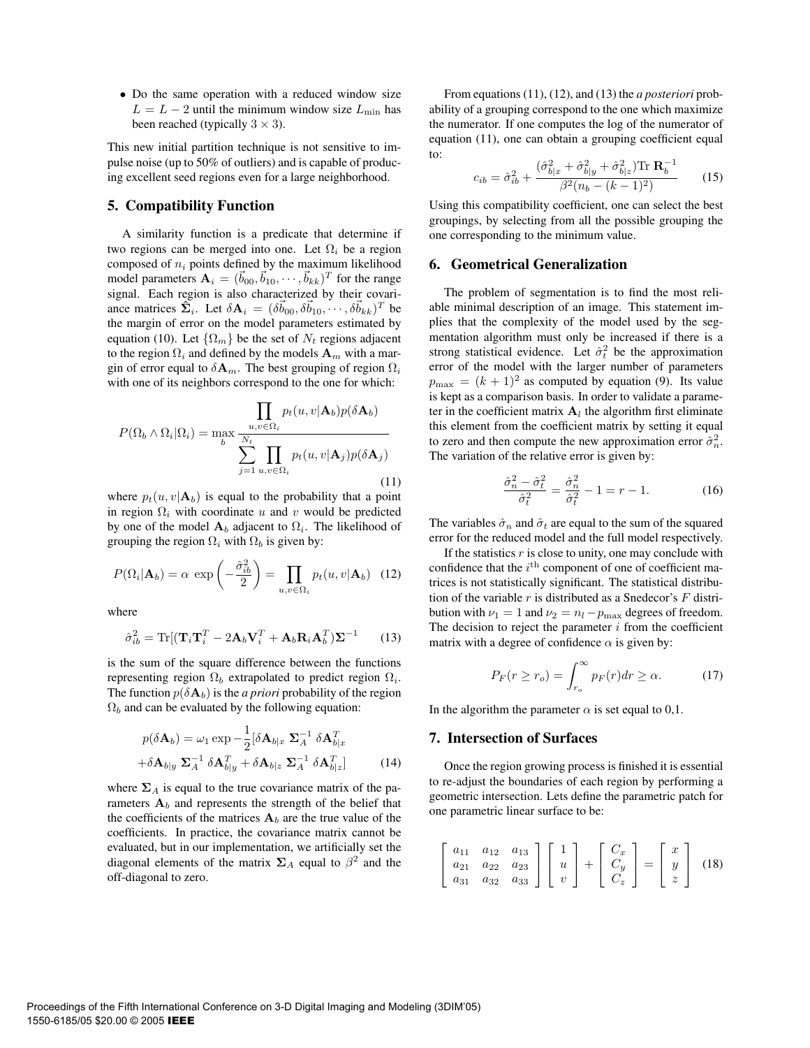- Do the same operation with a reduced window size $L = L - 2$ until the minimum window size $L_{\min}$ has been reached (typically $3 \times 3$).

This new initial partition technique is not sensitive to impulse noise (up to 50% of outliers) and is capable of producing excellent seed regions even for a large neighborhood.

## 5. Compatibility Function

A similarity function is a predicate that determine if two regions can be merged into one. Let $\Omega_i$ be a region composed of $n_i$ points defined by the maximum likelihood model parameters $\mathbf{A}_i = (\vec{b}_{00}, \vec{b}_{10}, \cdots, \vec{b}_{kk})^T$ for the range signal. Each region is also characterized by their covariance matrices $\hat{\mathbf{\Sigma}}_i$. Let $\delta\mathbf{A}_i = (\delta\vec{b}_{00}, \delta\vec{b}_{10}, \cdots, \delta\vec{b}_{kk})^T$ be the margin of error on the model parameters estimated by equation (10). Let $\{\Omega_m\}$ be the set of $N_t$ regions adjacent to the region $\Omega_i$ and defined by the models $\mathbf{A}_m$ with a margin of error equal to $\delta\mathbf{A}_m$. The best grouping of region $\Omega_i$ with one of its neighbors correspond to the one for which:

$$P(\Omega_b \wedge \Omega_i | \Omega_i) = \max_b \frac{\prod_{u,v \in \Omega_i} p_t(u, v|\mathbf{A}_b) p(\delta\mathbf{A}_b)}{\sum_{j=1}^{N_t} \prod_{u,v \in \Omega_i} p_t(u, v|\mathbf{A}_j) p(\delta\mathbf{A}_j)} \tag{11}$$

where $p_t(u, v|\mathbf{A}_b)$ is equal to the probability that a point in region $\Omega_i$ with coordinate $u$ and $v$ would be predicted by one of the model $\mathbf{A}_b$ adjacent to $\Omega_i$. The likelihood of grouping the region $\Omega_i$ with $\Omega_b$ is given by:

$$P(\Omega_i|\mathbf{A}_b) = \alpha \, \exp\left(-\frac{\hat{\sigma}_{ib}^2}{2}\right) = \prod_{u,v \in \Omega_i} p_t(u, v|\mathbf{A}_b) \tag{12}$$

where

$$\hat{\sigma}_{ib}^2 = \mathrm{Tr}[(\mathbf{T}_i\mathbf{T}_i^T - 2\mathbf{A}_b\mathbf{V}_i^T + \mathbf{A}_b\mathbf{R}_i\mathbf{A}_b^T)\mathbf{\Sigma}^{-1} \tag{13}$$

is the sum of the square difference between the functions representing region $\Omega_b$ extrapolated to predict region $\Omega_i$. The function $p(\delta\mathbf{A}_b)$ is the *a priori* probability of the region $\Omega_b$ and can be evaluated by the following equation:

$$\begin{aligned} p(\delta\mathbf{A}_b) &= \omega_1 \exp -\frac{1}{2}[\delta\mathbf{A}_{b|x} \, \mathbf{\Sigma}_A^{-1} \, \delta\mathbf{A}_{b|x}^T \\ &+ \delta\mathbf{A}_{b|y} \, \mathbf{\Sigma}_A^{-1} \, \delta\mathbf{A}_{b|y}^T + \delta\mathbf{A}_{b|z} \, \mathbf{\Sigma}_A^{-1} \, \delta\mathbf{A}_{b|z}^T] \end{aligned} \tag{14}$$

where $\mathbf{\Sigma}_A$ is equal to the true covariance matrix of the parameters $\mathbf{A}_b$ and represents the strength of the belief that the coefficients of the matrices $\mathbf{A}_b$ are the true value of the coefficients. In practice, the covariance matrix cannot be evaluated, but in our implementation, we artificially set the diagonal elements of the matrix $\mathbf{\Sigma}_A$ equal to $\beta^2$ and the off-diagonal to zero.

From equations (11), (12), and (13) the *a posteriori* probability of a grouping correspond to the one which maximize the numerator. If one computes the log of the numerator of equation (11), one can obtain a grouping coefficient equal to:

$$c_{ib} = \hat{\sigma}_{ib}^2 + \frac{(\hat{\sigma}_{b|x}^2 + \hat{\sigma}_{b|y}^2 + \hat{\sigma}_{b|z}^2)\mathrm{Tr}\,\mathbf{R}_b^{-1}}{\beta^2(n_b - (k-1)^2)} \tag{15}$$

Using this compatibility coefficient, one can select the best groupings, by selecting from all the possible grouping the one corresponding to the minimum value.

## 6. Geometrical Generalization

The problem of segmentation is to find the most reliable minimal description of an image. This statement implies that the complexity of the model used by the segmentation algorithm must only be increased if there is a strong statistical evidence. Let $\hat{\sigma}_t^2$ be the approximation error of the model with the larger number of parameters $p_{\max} = (k+1)^2$ as computed by equation (9). Its value is kept as a comparison basis. In order to validate a parameter in the coefficient matrix $\mathbf{A}_l$ the algorithm first eliminate this element from the coefficient matrix by setting it equal to zero and then compute the new approximation error $\hat{\sigma}_n^2$. The variation of the relative error is given by:

$$\frac{\hat{\sigma}_n^2 - \hat{\sigma}_t^2}{\hat{\sigma}_t^2} = \frac{\hat{\sigma}_n^2}{\hat{\sigma}_t^2} - 1 = r - 1. \tag{16}$$

The variables $\hat{\sigma}_n$ and $\hat{\sigma}_t$ are equal to the sum of the squared error for the reduced model and the full model respectively.

If the statistics $r$ is close to unity, one may conclude with confidence that the $i^{\text{th}}$ component of one of coefficient matrices is not statistically significant. The statistical distribution of the variable $r$ is distributed as a Snedecor's $F$ distribution with $\nu_1 = 1$ and $\nu_2 = n_l - p_{\max}$ degrees of freedom. The decision to reject the parameter $i$ from the coefficient matrix with a degree of confidence $\alpha$ is given by:

$$P_F(r \geq r_o) = \int_{r_o}^{\infty} p_F(r)dr \geq \alpha. \tag{17}$$

In the algorithm the parameter $\alpha$ is set equal to 0,1.

## 7. Intersection of Surfaces

Once the region growing process is finished it is essential to re-adjust the boundaries of each region by performing a geometric intersection. Lets define the parametric patch for one parametric linear surface to be:

$$\begin{bmatrix} a_{11} & a_{12} & a_{13} \\ a_{21} & a_{22} & a_{23} \\ a_{31} & a_{32} & a_{33} \end{bmatrix} \begin{bmatrix} 1 \\ u \\ v \end{bmatrix} + \begin{bmatrix} C_x \\ C_y \\ C_z \end{bmatrix} = \begin{bmatrix} x \\ y \\ z \end{bmatrix} \tag{18}$$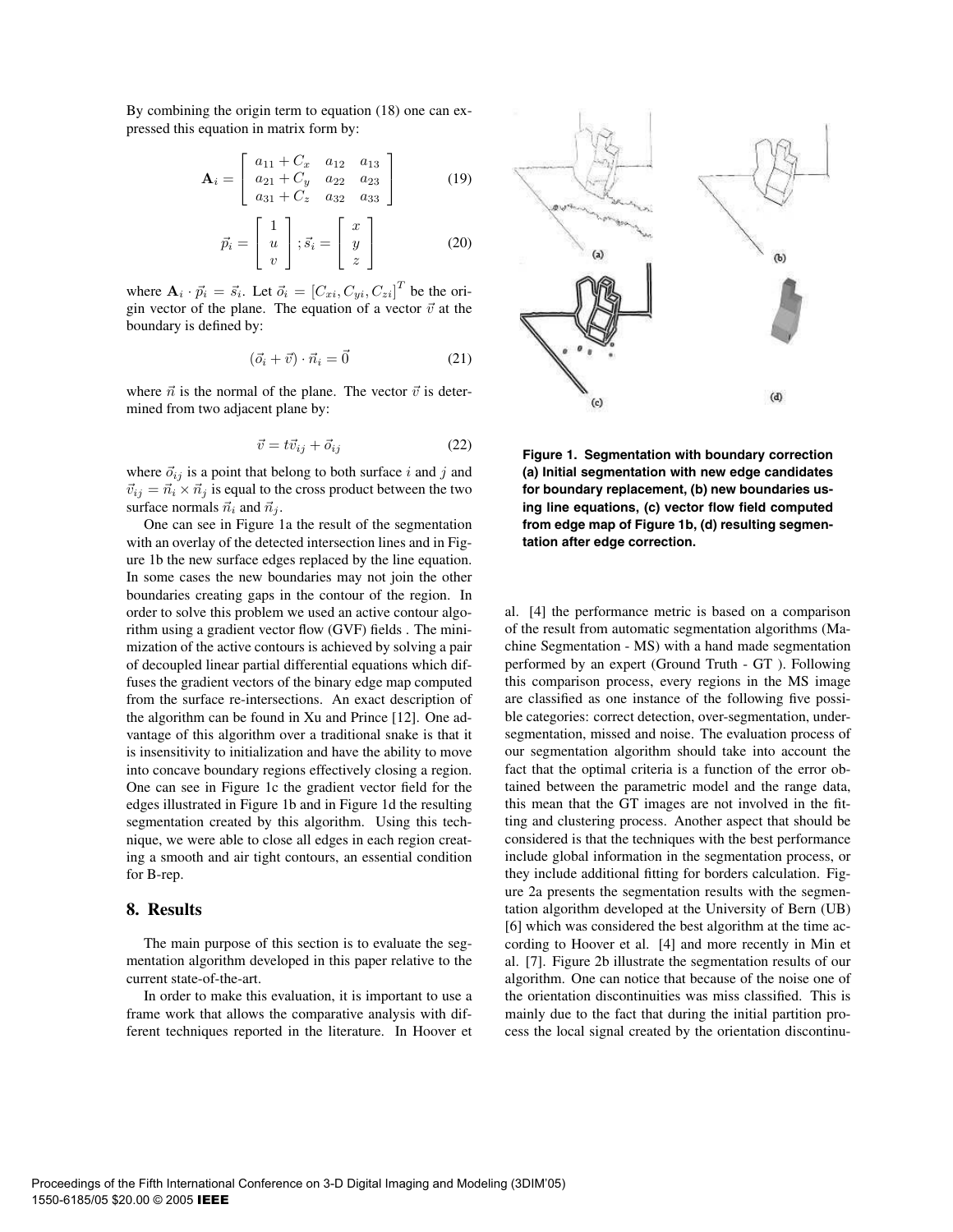By combining the origin term to equation (18) one can expressed this equation in matrix form by:

$$\mathbf{A}_i = \begin{bmatrix} a_{11} + C_x & a_{12} & a_{13} \\ a_{21} + C_y & a_{22} & a_{23} \\ a_{31} + C_z & a_{32} & a_{33} \end{bmatrix} \tag{19}$$

$$\vec{p}_i = \begin{bmatrix} 1 \\ u \\ v \end{bmatrix}; \vec{s}_i = \begin{bmatrix} x \\ y \\ z \end{bmatrix} \tag{20}$$

where $\mathbf{A}_i \cdot \vec{p}_i = \vec{s}_i$. Let $\vec{o}_i = [C_{xi}, C_{yi}, C_{zi}]^T$ be the origin vector of the plane. The equation of a vector $\vec{v}$ at the boundary is defined by:

$$(\vec{o}_i + \vec{v}) \cdot \vec{n}_i = \vec{0} \tag{21}$$

where $\vec{n}$ is the normal of the plane. The vector $\vec{v}$ is determined from two adjacent plane by:

$$\vec{v} = t\vec{v}_{ij} + \vec{o}_{ij} \tag{22}$$

where $\vec{o}_{ij}$ is a point that belong to both surface $i$ and $j$ and $\vec{v}_{ij} = \vec{n}_i \times \vec{n}_j$ is equal to the cross product between the two surface normals $\vec{n}_i$ and $\vec{n}_j$.

One can see in Figure 1a the result of the segmentation with an overlay of the detected intersection lines and in Figure 1b the new surface edges replaced by the line equation. In some cases the new boundaries may not join the other boundaries creating gaps in the contour of the region. In order to solve this problem we used an active contour algorithm using a gradient vector flow (GVF) fields . The minimization of the active contours is achieved by solving a pair of decoupled linear partial differential equations which diffuses the gradient vectors of the binary edge map computed from the surface re-intersections. An exact description of the algorithm can be found in Xu and Prince [12]. One advantage of this algorithm over a traditional snake is that it is insensitivity to initialization and have the ability to move into concave boundary regions effectively closing a region. One can see in Figure 1c the gradient vector field for the edges illustrated in Figure 1b and in Figure 1d the resulting segmentation created by this algorithm. Using this technique, we were able to close all edges in each region creating a smooth and air tight contours, an essential condition for B-rep.

**Figure 1. Segmentation with boundary correction (a) Initial segmentation with new edge candidates for boundary replacement, (b) new boundaries using line equations, (c) vector flow field computed from edge map of Figure 1b, (d) resulting segmentation after edge correction.**

## 8. Results

The main purpose of this section is to evaluate the segmentation algorithm developed in this paper relative to the current state-of-the-art.

In order to make this evaluation, it is important to use a frame work that allows the comparative analysis with different techniques reported in the literature. In Hoover et al. [4] the performance metric is based on a comparison of the result from automatic segmentation algorithms (Machine Segmentation - MS) with a hand made segmentation performed by an expert (Ground Truth - GT ). Following this comparison process, every regions in the MS image are classified as one instance of the following five possible categories: correct detection, over-segmentation, under-segmentation, missed and noise. The evaluation process of our segmentation algorithm should take into account the fact that the optimal criteria is a function of the error obtained between the parametric model and the range data, this mean that the GT images are not involved in the fitting and clustering process. Another aspect that should be considered is that the techniques with the best performance include global information in the segmentation process, or they include additional fitting for borders calculation. Figure 2a presents the segmentation results with the segmentation algorithm developed at the University of Bern (UB) [6] which was considered the best algorithm at the time according to Hoover et al. [4] and more recently in Min et al. [7]. Figure 2b illustrate the segmentation results of our algorithm. One can notice that because of the noise one of the orientation discontinuities was miss classified. This is mainly due to the fact that during the initial partition process the local signal created by the orientation discontinu-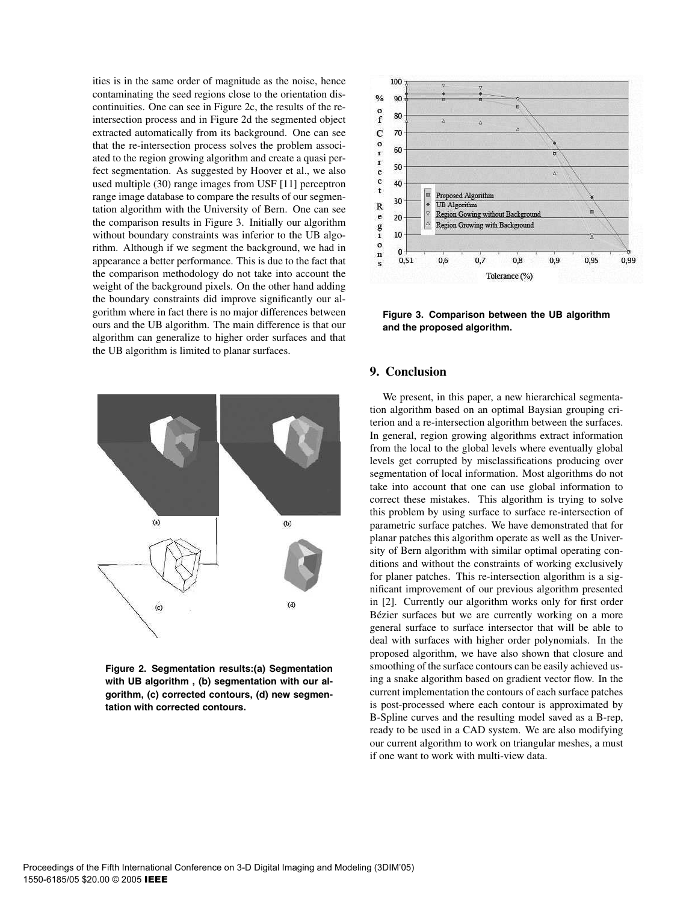ities is in the same order of magnitude as the noise, hence contaminating the seed regions close to the orientation discontinuities. One can see in Figure 2c, the results of the re-intersection process and in Figure 2d the segmented object extracted automatically from its background. One can see that the re-intersection process solves the problem associated to the region growing algorithm and create a quasi perfect segmentation. As suggested by Hoover et al., we also used multiple (30) range images from USF [11] perceptron range image database to compare the results of our segmentation algorithm with the University of Bern. One can see the comparison results in Figure 3. Initially our algorithm without boundary constraints was inferior to the UB algorithm. Although if we segment the background, we had in appearance a better performance. This is due to the fact that the comparison methodology do not take into account the weight of the background pixels. On the other hand adding the boundary constraints did improve significantly our algorithm where in fact there is no major differences between ours and the UB algorithm. The main difference is that our algorithm can generalize to higher order surfaces and that the UB algorithm is limited to planar surfaces.

Figure 2. Segmentation results:(a) Segmentation with UB algorithm , (b) segmentation with our algorithm, (c) corrected contours, (d) new segmentation with corrected contours.

Figure 3. Comparison between the UB algorithm and the proposed algorithm.

## 9. Conclusion

We present, in this paper, a new hierarchical segmentation algorithm based on an optimal Baysian grouping criterion and a re-intersection algorithm between the surfaces. In general, region growing algorithms extract information from the local to the global levels where eventually global levels get corrupted by misclassifications producing over segmentation of local information. Most algorithms do not take into account that one can use global information to correct these mistakes. This algorithm is trying to solve this problem by using surface to surface re-intersection of parametric surface patches. We have demonstrated that for planar patches this algorithm operate as well as the University of Bern algorithm with similar optimal operating conditions and without the constraints of working exclusively for planer patches. This re-intersection algorithm is a significant improvement of our previous algorithm presented in [2]. Currently our algorithm works only for first order Bézier surfaces but we are currently working on a more general surface to surface intersector that will be able to deal with surfaces with higher order polynomials. In the proposed algorithm, we have also shown that closure and smoothing of the surface contours can be easily achieved using a snake algorithm based on gradient vector flow. In the current implementation the contours of each surface patches is post-processed where each contour is approximated by B-Spline curves and the resulting model saved as a B-rep, ready to be used in a CAD system. We are also modifying our current algorithm to work on triangular meshes, a must if one want to work with multi-view data.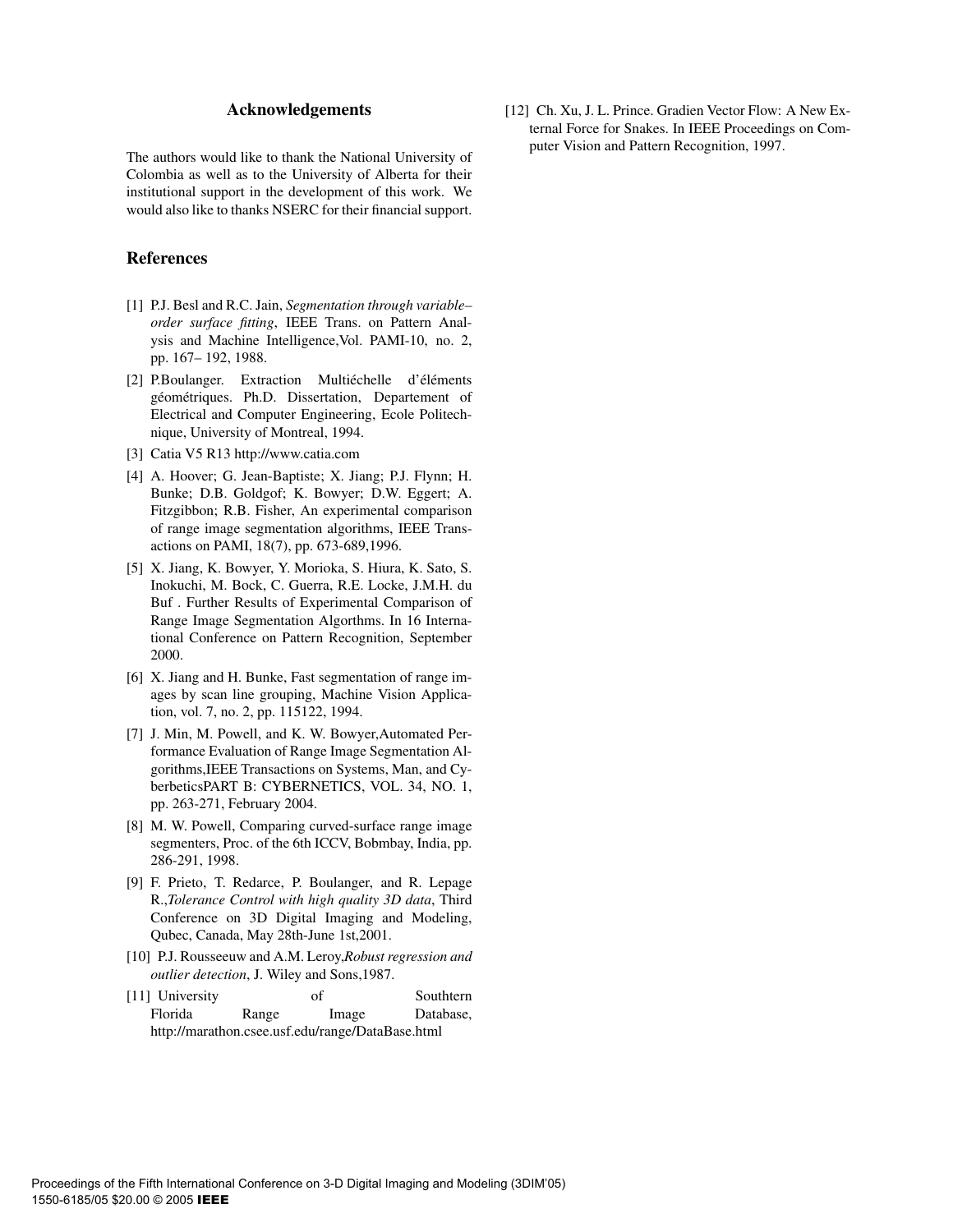## Acknowledgements

The authors would like to thank the National University of Colombia as well as to the University of Alberta for their institutional support in the development of this work. We would also like to thanks NSERC for their financial support.

## References

[1] P.J. Besl and R.C. Jain, *Segmentation through variable–order surface fitting*, IEEE Trans. on Pattern Analysis and Machine Intelligence,Vol. PAMI-10, no. 2, pp. 167– 192, 1988.

[2] P.Boulanger. Extraction Multiéchelle d'éléments géométriques. Ph.D. Dissertation, Departement of Electrical and Computer Engineering, Ecole Politechnique, University of Montreal, 1994.

[3] Catia V5 R13 http://www.catia.com

[4] A. Hoover; G. Jean-Baptiste; X. Jiang; P.J. Flynn; H. Bunke; D.B. Goldgof; K. Bowyer; D.W. Eggert; A. Fitzgibbon; R.B. Fisher, An experimental comparison of range image segmentation algorithms, IEEE Transactions on PAMI, 18(7), pp. 673-689,1996.

[5] X. Jiang, K. Bowyer, Y. Morioka, S. Hiura, K. Sato, S. Inokuchi, M. Bock, C. Guerra, R.E. Locke, J.M.H. du Buf . Further Results of Experimental Comparison of Range Image Segmentation Algorthms. In 16 International Conference on Pattern Recognition, September 2000.

[6] X. Jiang and H. Bunke, Fast segmentation of range images by scan line grouping, Machine Vision Application, vol. 7, no. 2, pp. 115122, 1994.

[7] J. Min, M. Powell, and K. W. Bowyer,Automated Performance Evaluation of Range Image Segmentation Algorithms,IEEE Transactions on Systems, Man, and CyberbeticsPART B: CYBERNETICS, VOL. 34, NO. 1, pp. 263-271, February 2004.

[8] M. W. Powell, Comparing curved-surface range image segmenters, Proc. of the 6th ICCV, Bobmbay, India, pp. 286-291, 1998.

[9] F. Prieto, T. Redarce, P. Boulanger, and R. Lepage R.,*Tolerance Control with high quality 3D data*, Third Conference on 3D Digital Imaging and Modeling, Qubec, Canada, May 28th-June 1st,2001.

[10] P.J. Rousseeuw and A.M. Leroy,*Robust regression and outlier detection*, J. Wiley and Sons,1987.

[11] University of Southtern Florida Range Image Database, http://marathon.csee.usf.edu/range/DataBase.html

[12] Ch. Xu, J. L. Prince. Gradien Vector Flow: A New External Force for Snakes. In IEEE Proceedings on Computer Vision and Pattern Recognition, 1997.